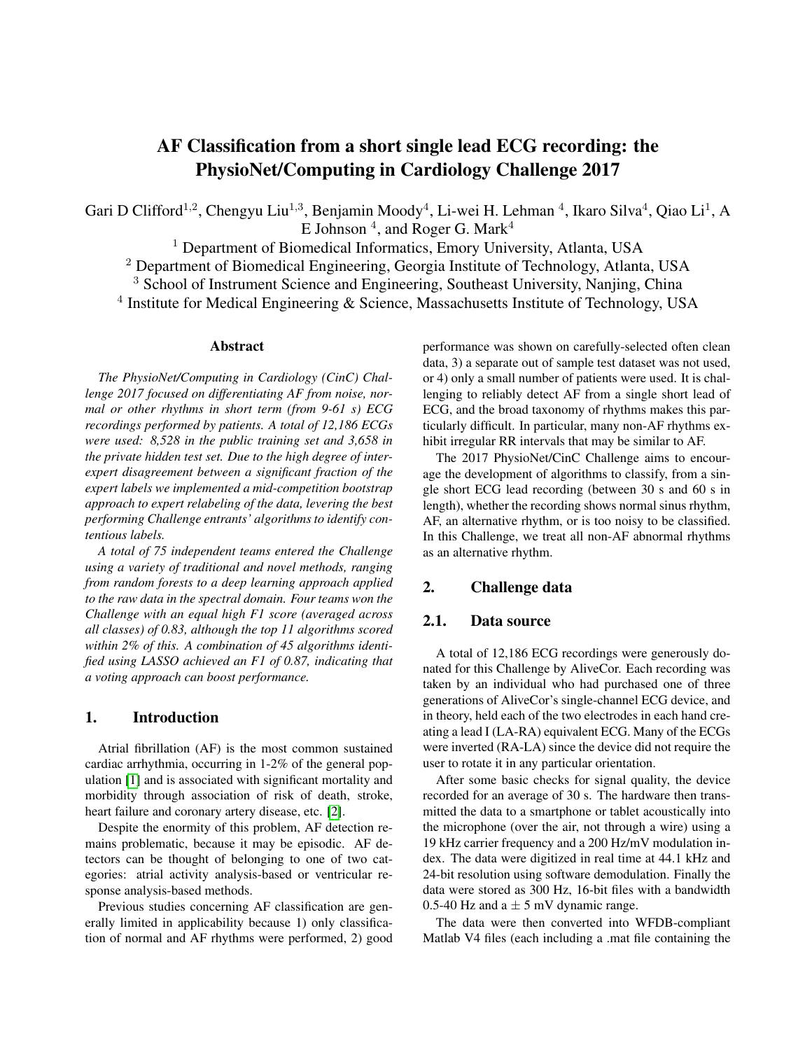# AF Classification from a short single lead ECG recording: the PhysioNet/Computing in Cardiology Challenge 2017

Gari D Clifford[1,2], Chengyu Liu[1,3], Benjamin Moody[4], Li-wei H. Lehman [4], Ikaro Silva[4], Qiao Li[1], A E Johnson [4], and Roger G. Mark[4]

[1] Department of Biomedical Informatics, Emory University, Atlanta, USA

[2] Department of Biomedical Engineering, Georgia Institute of Technology, Atlanta, USA

[3] School of Instrument Science and Engineering, Southeast University, Nanjing, China

[4] Institute for Medical Engineering & Science, Massachusetts Institute of Technology, USA

## Abstract

*The PhysioNet/Computing in Cardiology (CinC) Challenge 2017 focused on differentiating AF from noise, normal or other rhythms in short term (from 9-61 s) ECG recordings performed by patients. A total of 12,186 ECGs were used: 8,528 in the public training set and 3,658 in the private hidden test set. Due to the high degree of inter-expert disagreement between a significant fraction of the expert labels we implemented a mid-competition bootstrap approach to expert relabeling of the data, levering the best performing Challenge entrants' algorithms to identify contentious labels.*

*A total of 75 independent teams entered the Challenge using a variety of traditional and novel methods, ranging from random forests to a deep learning approach applied to the raw data in the spectral domain. Four teams won the Challenge with an equal high F1 score (averaged across all classes) of 0.83, although the top 11 algorithms scored within 2% of this. A combination of 45 algorithms identified using LASSO achieved an F1 of 0.87, indicating that a voting approach can boost performance.*

## 1. Introduction

Atrial fibrillation (AF) is the most common sustained cardiac arrhythmia, occurring in 1-2% of the general population [1] and is associated with significant mortality and morbidity through association of risk of death, stroke, heart failure and coronary artery disease, etc. [2].

Despite the enormity of this problem, AF detection remains problematic, because it may be episodic. AF detectors can be thought of belonging to one of two categories: atrial activity analysis-based or ventricular response analysis-based methods.

Previous studies concerning AF classification are generally limited in applicability because 1) only classification of normal and AF rhythms were performed, 2) good performance was shown on carefully-selected often clean data, 3) a separate out of sample test dataset was not used, or 4) only a small number of patients were used. It is challenging to reliably detect AF from a single short lead of ECG, and the broad taxonomy of rhythms makes this particularly difficult. In particular, many non-AF rhythms exhibit irregular RR intervals that may be similar to AF.

The 2017 PhysioNet/CinC Challenge aims to encourage the development of algorithms to classify, from a single short ECG lead recording (between 30 s and 60 s in length), whether the recording shows normal sinus rhythm, AF, an alternative rhythm, or is too noisy to be classified. In this Challenge, we treat all non-AF abnormal rhythms as an alternative rhythm.

## 2. Challenge data

### 2.1. Data source

A total of 12,186 ECG recordings were generously donated for this Challenge by AliveCor. Each recording was taken by an individual who had purchased one of three generations of AliveCor's single-channel ECG device, and in theory, held each of the two electrodes in each hand creating a lead I (LA-RA) equivalent ECG. Many of the ECGs were inverted (RA-LA) since the device did not require the user to rotate it in any particular orientation.

After some basic checks for signal quality, the device recorded for an average of 30 s. The hardware then transmitted the data to a smartphone or tablet acoustically into the microphone (over the air, not through a wire) using a 19 kHz carrier frequency and a 200 Hz/mV modulation index. The data were digitized in real time at 44.1 kHz and 24-bit resolution using software demodulation. Finally the data were stored as 300 Hz, 16-bit files with a bandwidth 0.5-40 Hz and a $\pm$ 5 mV dynamic range.

The data were then converted into WFDB-compliant Matlab V4 files (each including a .mat file containing the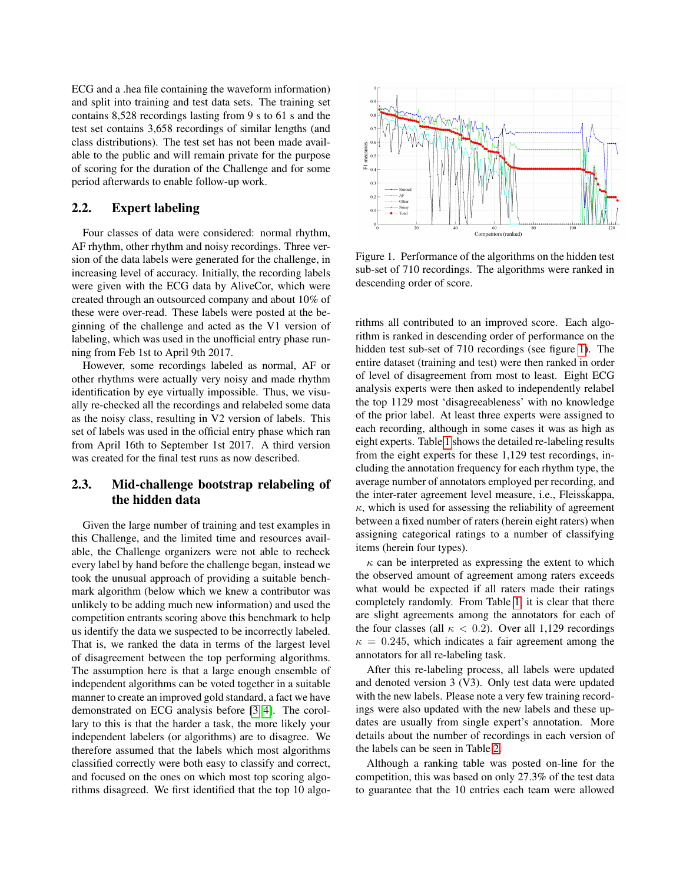ECG and a .hea file containing the waveform information) and split into training and test data sets. The training set contains 8,528 recordings lasting from 9 s to 61 s and the test set contains 3,658 recordings of similar lengths (and class distributions). The test set has not been made available to the public and will remain private for the purpose of scoring for the duration of the Challenge and for some period afterwards to enable follow-up work.

## 2.2. Expert labeling

Four classes of data were considered: normal rhythm, AF rhythm, other rhythm and noisy recordings. Three version of the data labels were generated for the challenge, in increasing level of accuracy. Initially, the recording labels were given with the ECG data by AliveCor, which were created through an outsourced company and about 10% of these were over-read. These labels were posted at the beginning of the challenge and acted as the V1 version of labeling, which was used in the unofficial entry phase running from Feb 1st to April 9th 2017.

However, some recordings labeled as normal, AF or other rhythms were actually very noisy and made rhythm identification by eye virtually impossible. Thus, we visually re-checked all the recordings and relabeled some data as the noisy class, resulting in V2 version of labels. This set of labels was used in the official entry phase which ran from April 16th to September 1st 2017. A third version was created for the final test runs as now described.

## 2.3. Mid-challenge bootstrap relabeling of the hidden data

Given the large number of training and test examples in this Challenge, and the limited time and resources available, the Challenge organizers were not able to recheck every label by hand before the challenge began, instead we took the unusual approach of providing a suitable benchmark algorithm (below which we knew a contributor was unlikely to be adding much new information) and used the competition entrants scoring above this benchmark to help us identify the data we suspected to be incorrectly labeled. That is, we ranked the data in terms of the largest level of disagreement between the top performing algorithms. The assumption here is that a large enough ensemble of independent algorithms can be voted together in a suitable manner to create an improved gold standard, a fact we have demonstrated on ECG analysis before [3, 4]. The corollary to this is that the harder a task, the more likely your independent labelers (or algorithms) are to disagree. We therefore assumed that the labels which most algorithms classified correctly were both easy to classify and correct, and focused on the ones on which most top scoring algorithms disagreed. We first identified that the top 10 algorithms all contributed to an improved score. Each algorithm is ranked in descending order of performance on the hidden test sub-set of 710 recordings (see figure 1). The entire dataset (training and test) were then ranked in order of level of disagreement from most to least. Eight ECG analysis experts were then asked to independently relabel the top 1129 most 'disagreeableness' with no knowledge of the prior label. At least three experts were assigned to each recording, although in some cases it was as high as eight experts. Table 1 shows the detailed re-labeling results from the eight experts for these 1,129 test recordings, including the annotation frequency for each rhythm type, the average number of annotators employed per recording, and the inter-rater agreement level measure, i.e., Fleisskappa, $\kappa$, which is used for assessing the reliability of agreement between a fixed number of raters (herein eight raters) when assigning categorical ratings to a number of classifying items (herein four types).

Figure 1. Performance of the algorithms on the hidden test sub-set of 710 recordings. The algorithms were ranked in descending order of score.

$\kappa$ can be interpreted as expressing the extent to which the observed amount of agreement among raters exceeds what would be expected if all raters made their ratings completely randomly. From Table 1, it is clear that there are slight agreements among the annotators for each of the four classes (all $\kappa < 0.2$). Over all 1,129 recordings $\kappa = 0.245$, which indicates a fair agreement among the annotators for all re-labeling task.

After this re-labeling process, all labels were updated and denoted version 3 (V3). Only test data were updated with the new labels. Please note a very few training recordings were also updated with the new labels and these updates are usually from single expert's annotation. More details about the number of recordings in each version of the labels can be seen in Table 2.

Although a ranking table was posted on-line for the competition, this was based on only 27.3% of the test data to guarantee that the 10 entries each team were allowed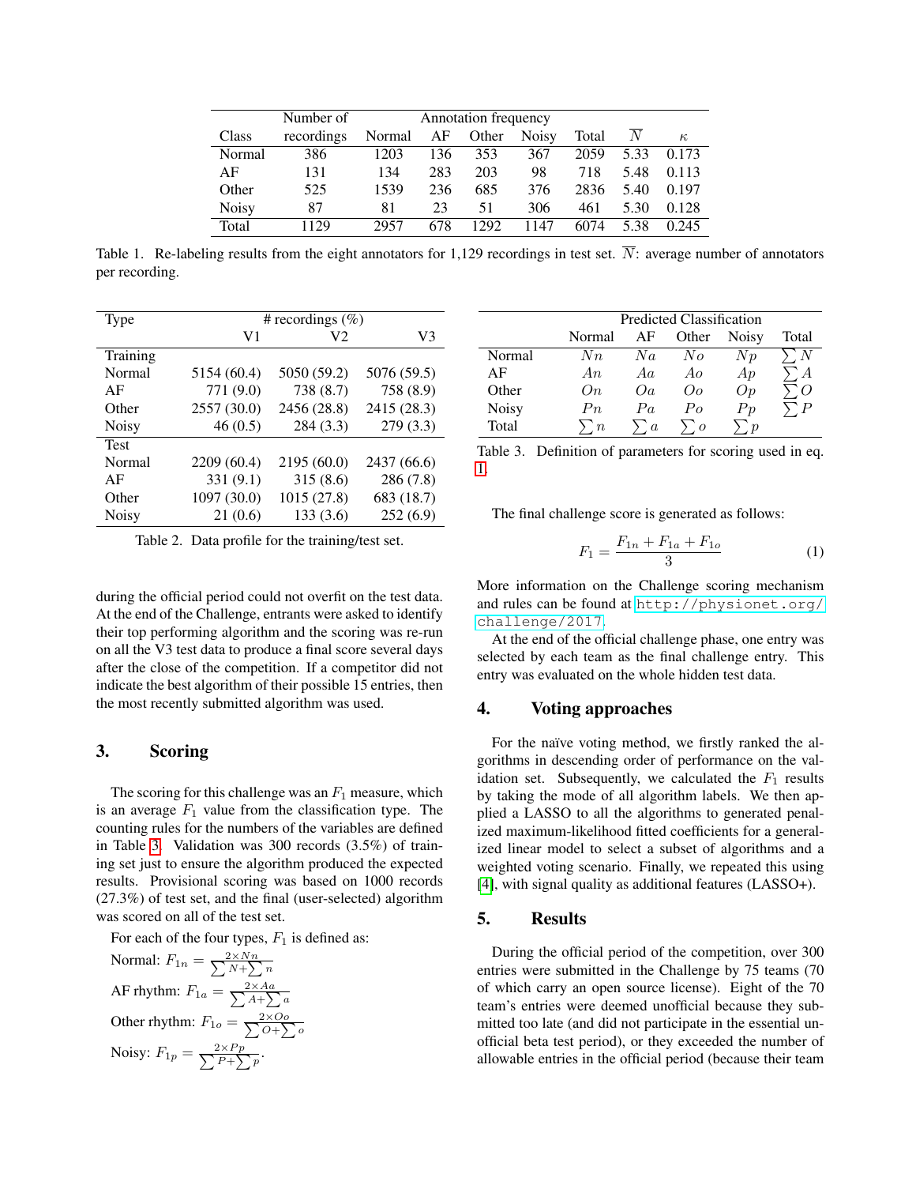| Class | Number of recordings | Annotation frequency | | | | | | |
|---|---|---|---|---|---|---|---|---|
| | | Normal | AF | Other | Noisy | Total | $\overline{N}$ | $\kappa$ |
| Normal | 386 | 1203 | 136 | 353 | 367 | 2059 | 5.33 | 0.173 |
| AF | 131 | 134 | 283 | 203 | 98 | 718 | 5.48 | 0.113 |
| Other | 525 | 1539 | 236 | 685 | 376 | 2836 | 5.40 | 0.197 |
| Noisy | 87 | 81 | 23 | 51 | 306 | 461 | 5.30 | 0.128 |
| Total | 1129 | 2957 | 678 | 1292 | 1147 | 6074 | 5.38 | 0.245 |

Table 1. Re-labeling results from the eight annotators for 1,129 recordings in test set. $\overline{N}$: average number of annotators per recording.

| Type | # recordings (%) | | |
|---|---|---|---|
| | V1 | V2 | V3 |
| Training | | | |
| Normal | 5154 (60.4) | 5050 (59.2) | 5076 (59.5) |
| AF | 771 (9.0) | 738 (8.7) | 758 (8.9) |
| Other | 2557 (30.0) | 2456 (28.8) | 2415 (28.3) |
| Noisy | 46 (0.5) | 284 (3.3) | 279 (3.3) |
| Test | | | |
| Normal | 2209 (60.4) | 2195 (60.0) | 2437 (66.6) |
| AF | 331 (9.1) | 315 (8.6) | 286 (7.8) |
| Other | 1097 (30.0) | 1015 (27.8) | 683 (18.7) |
| Noisy | 21 (0.6) | 133 (3.6) | 252 (6.9) |

Table 2. Data profile for the training/test set.

during the official period could not overfit on the test data. At the end of the Challenge, entrants were asked to identify their top performing algorithm and the scoring was re-run on all the V3 test data to produce a final score several days after the close of the competition. If a competitor did not indicate the best algorithm of their possible 15 entries, then the most recently submitted algorithm was used.

## 3. Scoring

The scoring for this challenge was an $F_1$ measure, which is an average $F_1$ value from the classification type. The counting rules for the numbers of the variables are defined in Table 3. Validation was 300 records (3.5%) of training set just to ensure the algorithm produced the expected results. Provisional scoring was based on 1000 records (27.3%) of test set, and the final (user-selected) algorithm was scored on all of the test set.

For each of the four types, $F_1$ is defined as:

Normal: $F_{1n} = \frac{2 \times Nn}{\sum N + \sum n}$

AF rhythm: $F_{1a} = \frac{2 \times Aa}{\sum A + \sum a}$

Other rhythm: $F_{1o} = \frac{2 \times Oo}{\sum O + \sum o}$

Noisy: $F_{1p} = \frac{2 \times Pp}{\sum P + \sum p}$.

| | Predicted Classification | | | | |
|---|---|---|---|---|---|
| | Normal | AF | Other | Noisy | Total |
| Normal | $Nn$ | $Na$ | $No$ | $Np$ | $\sum N$ |
| AF | $An$ | $Aa$ | $Ao$ | $Ap$ | $\sum A$ |
| Other | $On$ | $Oa$ | $Oo$ | $Op$ | $\sum O$ |
| Noisy | $Pn$ | $Pa$ | $Po$ | $Pp$ | $\sum P$ |
| Total | $\sum n$ | $\sum a$ | $\sum o$ | $\sum p$ | |

Table 3. Definition of parameters for scoring used in eq. 1.

The final challenge score is generated as follows:

$$F_1 = \frac{F_{1n} + F_{1a} + F_{1o}}{3} \tag{1}$$

More information on the Challenge scoring mechanism and rules can be found at http://physionet.org/challenge/2017.

At the end of the official challenge phase, one entry was selected by each team as the final challenge entry. This entry was evaluated on the whole hidden test data.

## 4. Voting approaches

For the naïve voting method, we firstly ranked the algorithms in descending order of performance on the validation set. Subsequently, we calculated the $F_1$ results by taking the mode of all algorithm labels. We then applied a LASSO to all the algorithms to generated penalized maximum-likelihood fitted coefficients for a generalized linear model to select a subset of algorithms and a weighted voting scenario. Finally, we repeated this using [4], with signal quality as additional features (LASSO+).

## 5. Results

During the official period of the competition, over 300 entries were submitted in the Challenge by 75 teams (70 of which carry an open source license). Eight of the 70 team's entries were deemed unofficial because they submitted too late (and did not participate in the essential unofficial beta test period), or they exceeded the number of allowable entries in the official period (because their team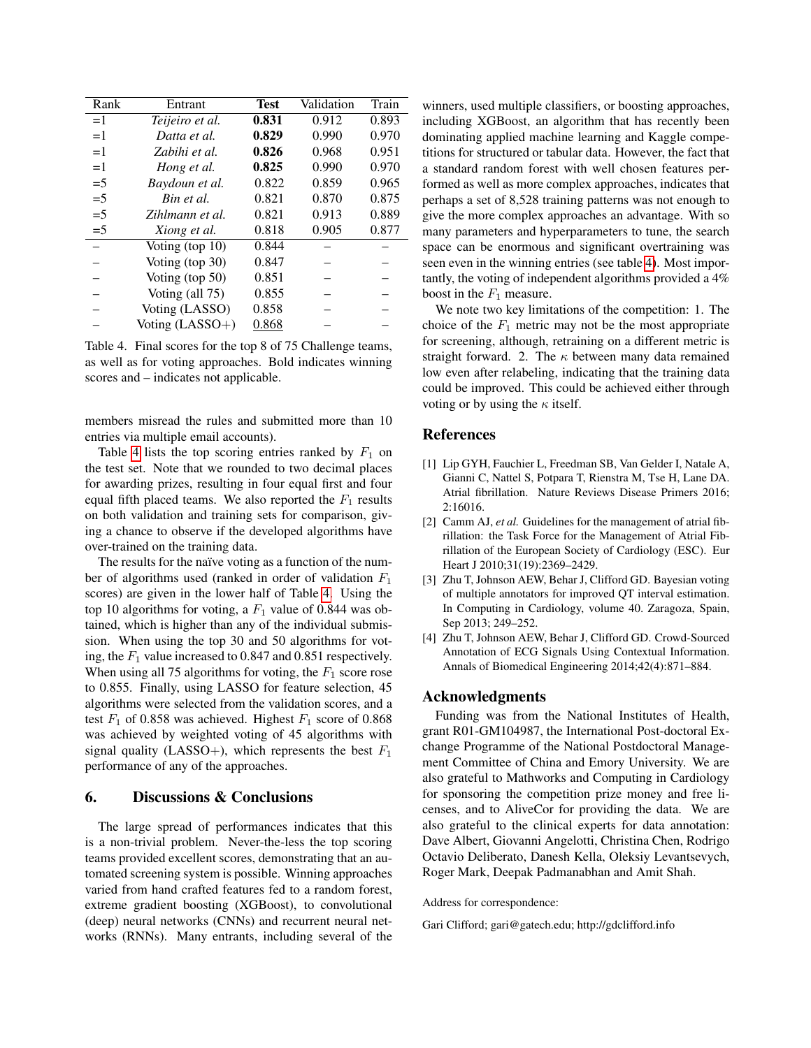| Rank | Entrant | **Test** | Validation | Train |
|---|---|---|---|---|
| =1 | *Teijeiro et al.* | **0.831** | 0.912 | 0.893 |
| =1 | *Datta et al.* | **0.829** | 0.990 | 0.970 |
| =1 | *Zabihi et al.* | **0.826** | 0.968 | 0.951 |
| =1 | *Hong et al.* | **0.825** | 0.990 | 0.970 |
| =5 | *Baydoun et al.* | 0.822 | 0.859 | 0.965 |
| =5 | *Bin et al.* | 0.821 | 0.870 | 0.875 |
| =5 | *Zihlmann et al.* | 0.821 | 0.913 | 0.889 |
| =5 | *Xiong et al.* | 0.818 | 0.905 | 0.877 |
| – | Voting (top 10) | 0.844 | – | – |
| – | Voting (top 30) | 0.847 | – | – |
| – | Voting (top 50) | 0.851 | – | – |
| – | Voting (all 75) | 0.855 | – | – |
| – | Voting (LASSO) | 0.858 | – | – |
| – | Voting (LASSO+) | 0.868 | – | – |

Table 4. Final scores for the top 8 of 75 Challenge teams, as well as for voting approaches. Bold indicates winning scores and – indicates not applicable.

members misread the rules and submitted more than 10 entries via multiple email accounts).

Table 4 lists the top scoring entries ranked by $F_1$ on the test set. Note that we rounded to two decimal places for awarding prizes, resulting in four equal first and four equal fifth placed teams. We also reported the $F_1$ results on both validation and training sets for comparison, giving a chance to observe if the developed algorithms have over-trained on the training data.

The results for the naïve voting as a function of the number of algorithms used (ranked in order of validation $F_1$ scores) are given in the lower half of Table 4. Using the top 10 algorithms for voting, a $F_1$ value of 0.844 was obtained, which is higher than any of the individual submission. When using the top 30 and 50 algorithms for voting, the $F_1$ value increased to 0.847 and 0.851 respectively. When using all 75 algorithms for voting, the $F_1$ score rose to 0.855. Finally, using LASSO for feature selection, 45 algorithms were selected from the validation scores, and a test $F_1$ of 0.858 was achieved. Highest $F_1$ score of 0.868 was achieved by weighted voting of 45 algorithms with signal quality (LASSO+), which represents the best $F_1$ performance of any of the approaches.

## 6. Discussions & Conclusions

The large spread of performances indicates that this is a non-trivial problem. Never-the-less the top scoring teams provided excellent scores, demonstrating that an automated screening system is possible. Winning approaches varied from hand crafted features fed to a random forest, extreme gradient boosting (XGBoost), to convolutional (deep) neural networks (CNNs) and recurrent neural networks (RNNs). Many entrants, including several of the winners, used multiple classifiers, or boosting approaches, including XGBoost, an algorithm that has recently been dominating applied machine learning and Kaggle competitions for structured or tabular data. However, the fact that a standard random forest with well chosen features performed as well as more complex approaches, indicates that perhaps a set of 8,528 training patterns was not enough to give the more complex approaches an advantage. With so many parameters and hyperparameters to tune, the search space can be enormous and significant overtraining was seen even in the winning entries (see table 4). Most importantly, the voting of independent algorithms provided a 4% boost in the $F_1$ measure.

We note two key limitations of the competition: 1. The choice of the $F_1$ metric may not be the most appropriate for screening, although, retraining on a different metric is straight forward. 2. The $\kappa$ between many data remained low even after relabeling, indicating that the training data could be improved. This could be achieved either through voting or by using the $\kappa$ itself.

## References

[1] Lip GYH, Fauchier L, Freedman SB, Van Gelder I, Natale A, Gianni C, Nattel S, Potpara T, Rienstra M, Tse H, Lane DA. Atrial fibrillation. Nature Reviews Disease Primers 2016; 2:16016.

[2] Camm AJ, *et al.* Guidelines for the management of atrial fibrillation: the Task Force for the Management of Atrial Fibrillation of the European Society of Cardiology (ESC). Eur Heart J 2010;31(19):2369–2429.

[3] Zhu T, Johnson AEW, Behar J, Clifford GD. Bayesian voting of multiple annotators for improved QT interval estimation. In Computing in Cardiology, volume 40. Zaragoza, Spain, Sep 2013; 249–252.

[4] Zhu T, Johnson AEW, Behar J, Clifford GD. Crowd-Sourced Annotation of ECG Signals Using Contextual Information. Annals of Biomedical Engineering 2014;42(4):871–884.

## Acknowledgments

Funding was from the National Institutes of Health, grant R01-GM104987, the International Post-doctoral Exchange Programme of the National Postdoctoral Management Committee of China and Emory University. We are also grateful to Mathworks and Computing in Cardiology for sponsoring the competition prize money and free licenses, and to AliveCor for providing the data. We are also grateful to the clinical experts for data annotation: Dave Albert, Giovanni Angelotti, Christina Chen, Rodrigo Octavio Deliberato, Danesh Kella, Oleksiy Levantsevych, Roger Mark, Deepak Padmanabhan and Amit Shah.

Address for correspondence:

Gari Clifford; gari@gatech.edu; http://gdclifford.info